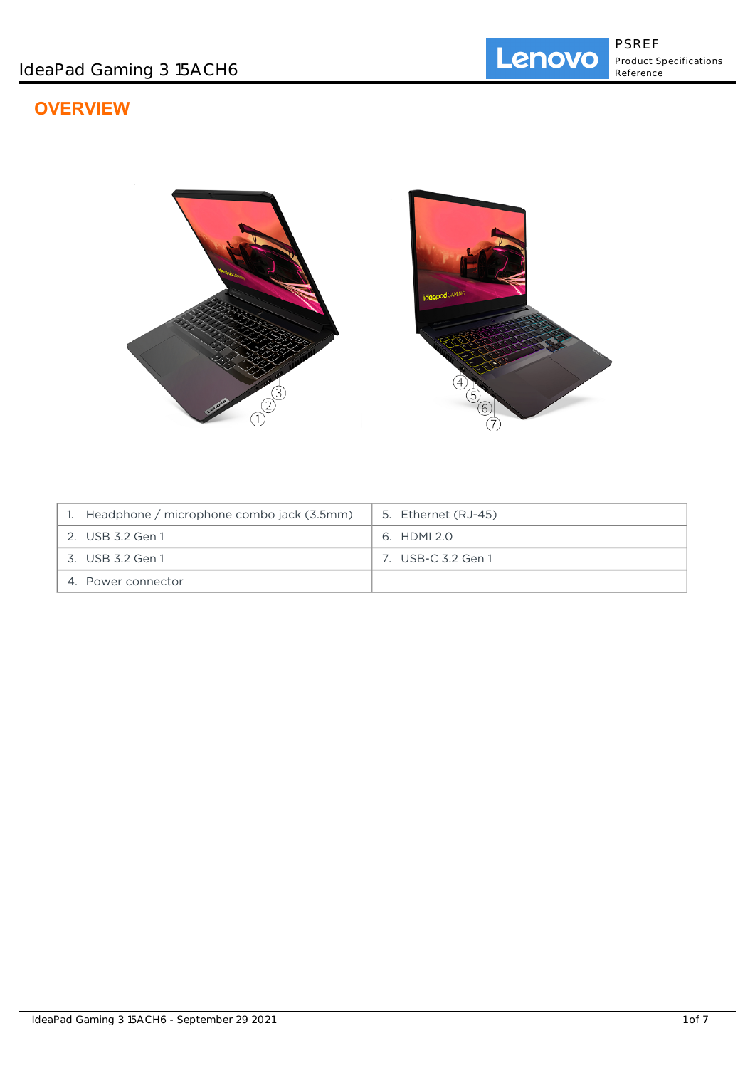# OVERVIEW

| 1. Headphone / microphone combo jack (3.5mm) | 5. Ethernet (RJ-45) |
| --- | --- |
| 2. USB 3.2 Gen 1 | 6. HDMI 2.0 |
| 3. USB 3.2 Gen 1 | 7. USB-C 3.2 Gen 1 |
| 4. Power connector | |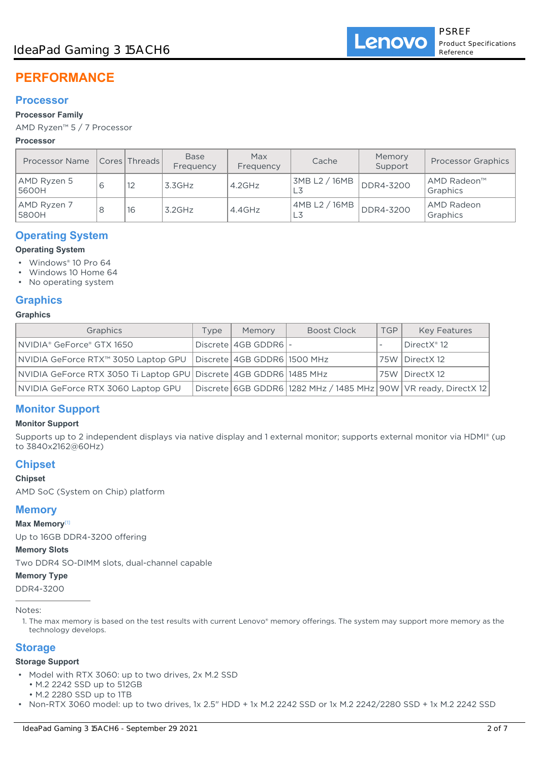# PERFORMANCE

## Processor

### Processor Family

AMD Ryzen™ 5 / 7 Processor

### Processor

| Processor Name | Cores | Threads | Base Frequency | Max Frequency | Cache | Memory Support | Processor Graphics |
|---|---|---|---|---|---|---|---|
| AMD Ryzen 5 5600H | 6 | 12 | 3.3GHz | 4.2GHz | 3MB L2 / 16MB L3 | DDR4-3200 | AMD Radeon™ Graphics |
| AMD Ryzen 7 5800H | 8 | 16 | 3.2GHz | 4.4GHz | 4MB L2 / 16MB L3 | DDR4-3200 | AMD Radeon Graphics |

## Operating System

### Operating System

- Windows® 10 Pro 64
- Windows 10 Home 64
- No operating system

## Graphics

### Graphics

| Graphics | Type | Memory | Boost Clock | TGP | Key Features |
|---|---|---|---|---|---|
| NVIDIA® GeForce® GTX 1650 | Discrete | 4GB GDDR6 | - | - | DirectX® 12 |
| NVIDIA GeForce RTX™ 3050 Laptop GPU | Discrete | 4GB GDDR6 | 1500 MHz | 75W | DirectX 12 |
| NVIDIA GeForce RTX 3050 Ti Laptop GPU | Discrete | 4GB GDDR6 | 1485 MHz | 75W | DirectX 12 |
| NVIDIA GeForce RTX 3060 Laptop GPU | Discrete | 6GB GDDR6 | 1282 MHz / 1485 MHz | 90W | VR ready, DirectX 12 |

## Monitor Support

### Monitor Support

Supports up to 2 independent displays via native display and 1 external monitor; supports external monitor via HDMI® (up to 3840x2162@60Hz)

## Chipset

### Chipset

AMD SoC (System on Chip) platform

## Memory

### Max Memory[1]

Up to 16GB DDR4-3200 offering

### Memory Slots

Two DDR4 SO-DIMM slots, dual-channel capable

### Memory Type

DDR4-3200

Notes:

1. The max memory is based on the test results with current Lenovo® memory offerings. The system may support more memory as the technology develops.

## Storage

### Storage Support

- Model with RTX 3060: up to two drives, 2x M.2 SSD
  - M.2 2242 SSD up to 512GB
  - M.2 2280 SSD up to 1TB
- Non-RTX 3060 model: up to two drives, 1x 2.5" HDD + 1x M.2 2242 SSD or 1x M.2 2242/2280 SSD + 1x M.2 2242 SSD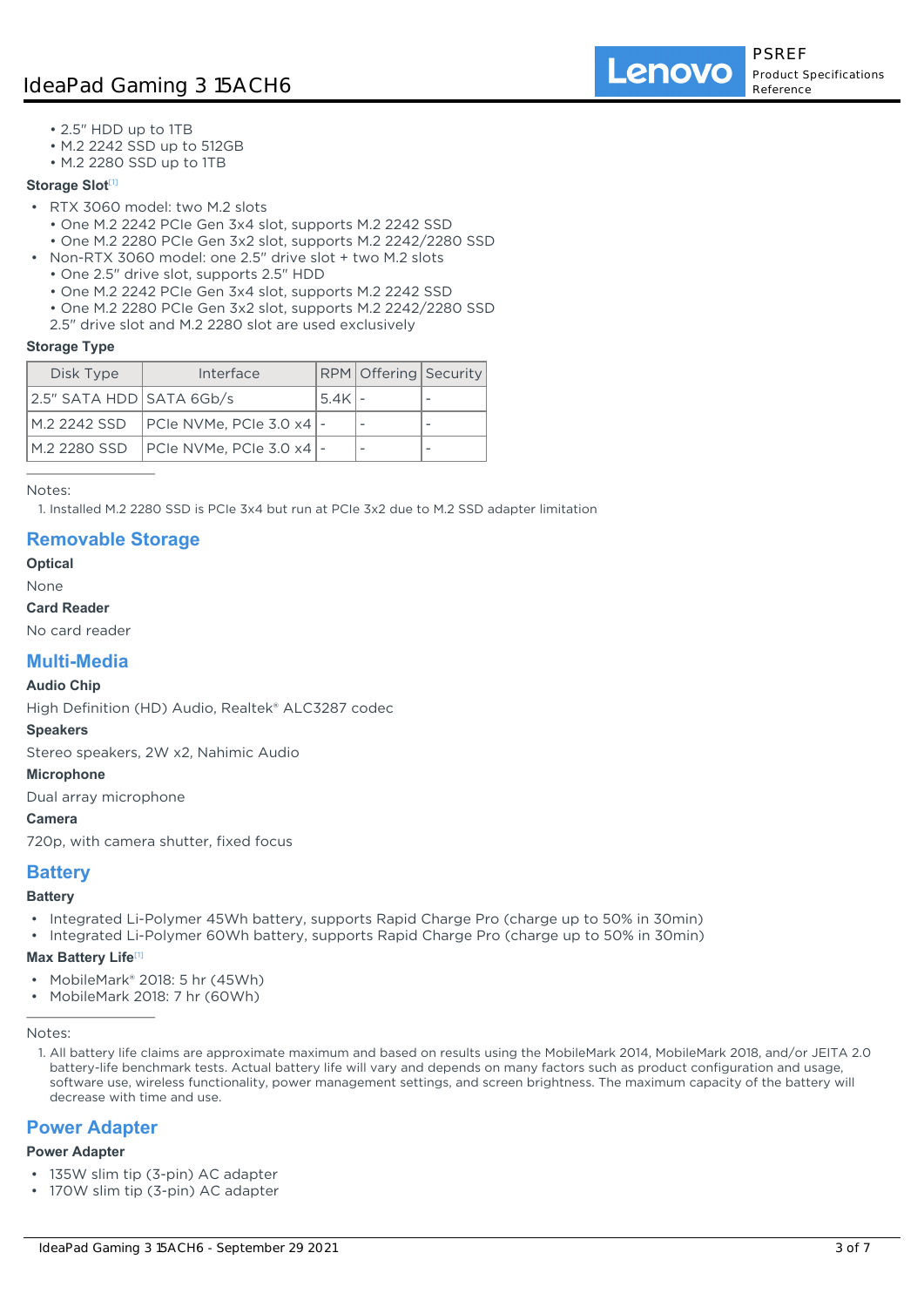- 2.5" HDD up to 1TB
- M.2 2242 SSD up to 512GB
- M.2 2280 SSD up to 1TB

**Storage Slot**[1]

- RTX 3060 model: two M.2 slots
  - One M.2 2242 PCIe Gen 3x4 slot, supports M.2 2242 SSD
  - One M.2 2280 PCIe Gen 3x2 slot, supports M.2 2242/2280 SSD
- Non-RTX 3060 model: one 2.5" drive slot + two M.2 slots
  - One 2.5" drive slot, supports 2.5" HDD
  - One M.2 2242 PCIe Gen 3x4 slot, supports M.2 2242 SSD
  - One M.2 2280 PCIe Gen 3x2 slot, supports M.2 2242/2280 SSD

  2.5" drive slot and M.2 2280 slot are used exclusively

**Storage Type**

| Disk Type | Interface | RPM | Offering | Security |
|---|---|---|---|---|
| 2.5" SATA HDD | SATA 6Gb/s | 5.4K | - | - |
| M.2 2242 SSD | PCIe NVMe, PCIe 3.0 x4 | - | - | - |
| M.2 2280 SSD | PCIe NVMe, PCIe 3.0 x4 | - | - | - |

Notes:

1. Installed M.2 2280 SSD is PCIe 3x4 but run at PCIe 3x2 due to M.2 SSD adapter limitation

## Removable Storage

**Optical**

None

**Card Reader**

No card reader

## Multi-Media

**Audio Chip**

High Definition (HD) Audio, Realtek® ALC3287 codec

**Speakers**

Stereo speakers, 2W x2, Nahimic Audio

**Microphone**

Dual array microphone

**Camera**

720p, with camera shutter, fixed focus

## Battery

**Battery**

- Integrated Li-Polymer 45Wh battery, supports Rapid Charge Pro (charge up to 50% in 30min)
- Integrated Li-Polymer 60Wh battery, supports Rapid Charge Pro (charge up to 50% in 30min)

**Max Battery Life**[1]

- MobileMark® 2018: 5 hr (45Wh)
- MobileMark 2018: 7 hr (60Wh)

Notes:

1. All battery life claims are approximate maximum and based on results using the MobileMark 2014, MobileMark 2018, and/or JEITA 2.0 battery-life benchmark tests. Actual battery life will vary and depends on many factors such as product configuration and usage, software use, wireless functionality, power management settings, and screen brightness. The maximum capacity of the battery will decrease with time and use.

## Power Adapter

**Power Adapter**

- 135W slim tip (3-pin) AC adapter
- 170W slim tip (3-pin) AC adapter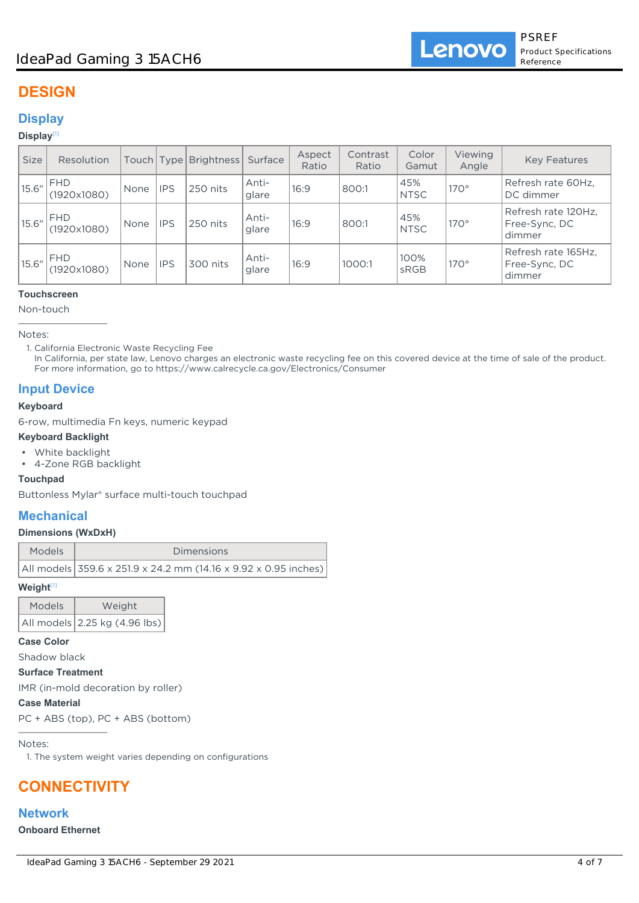# DESIGN

## Display

### Display[1]

| Size | Resolution | Touch | Type | Brightness | Surface | Aspect Ratio | Contrast Ratio | Color Gamut | Viewing Angle | Key Features |
|---|---|---|---|---|---|---|---|---|---|---|
| 15.6" | FHD (1920x1080) | None | IPS | 250 nits | Anti-glare | 16:9 | 800:1 | 45% NTSC | 170° | Refresh rate 60Hz, DC dimmer |
| 15.6" | FHD (1920x1080) | None | IPS | 250 nits | Anti-glare | 16:9 | 800:1 | 45% NTSC | 170° | Refresh rate 120Hz, Free-Sync, DC dimmer |
| 15.6" | FHD (1920x1080) | None | IPS | 300 nits | Anti-glare | 16:9 | 1000:1 | 100% sRGB | 170° | Refresh rate 165Hz, Free-Sync, DC dimmer |

**Touchscreen**

Non-touch

Notes:

1. California Electronic Waste Recycling Fee
   In California, per state law, Lenovo charges an electronic waste recycling fee on this covered device at the time of sale of the product. For more information, go to https://www.calrecycle.ca.gov/Electronics/Consumer

## Input Device

**Keyboard**

6-row, multimedia Fn keys, numeric keypad

**Keyboard Backlight**

- White backlight
- 4-Zone RGB backlight

**Touchpad**

Buttonless Mylar® surface multi-touch touchpad

## Mechanical

**Dimensions (WxDxH)**

| Models | Dimensions |
|---|---|
| All models | 359.6 x 251.9 x 24.2 mm (14.16 x 9.92 x 0.95 inches) |

**Weight[1]**

| Models | Weight |
|---|---|
| All models | 2.25 kg (4.96 lbs) |

**Case Color**

Shadow black

**Surface Treatment**

IMR (in-mold decoration by roller)

**Case Material**

PC + ABS (top), PC + ABS (bottom)

Notes:

1. The system weight varies depending on configurations

# CONNECTIVITY

## Network

**Onboard Ethernet**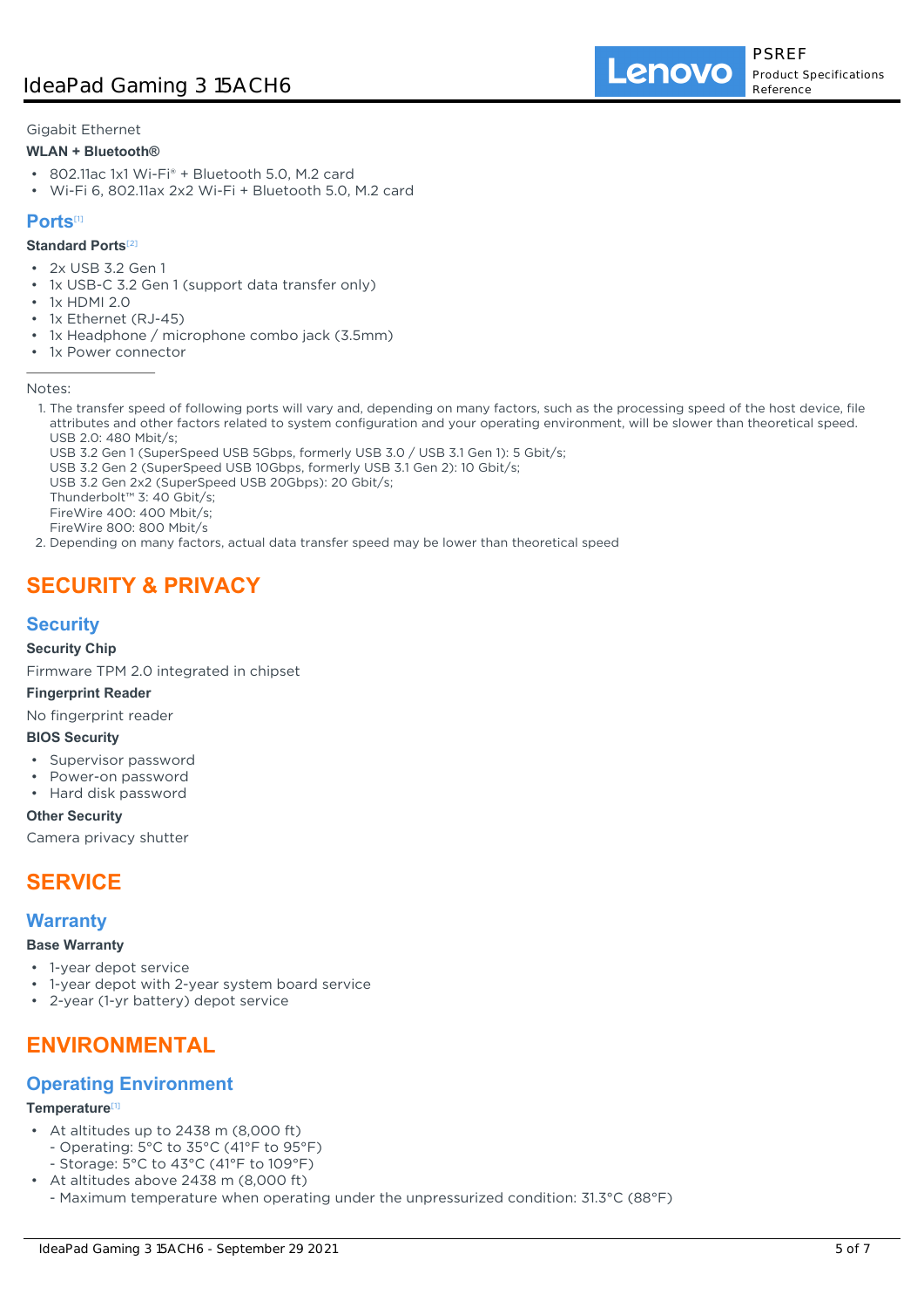Gigabit Ethernet

**WLAN + Bluetooth®**

- 802.11ac 1x1 Wi-Fi® + Bluetooth 5.0, M.2 card
- Wi-Fi 6, 802.11ax 2x2 Wi-Fi + Bluetooth 5.0, M.2 card

## Ports[1]

**Standard Ports**[2]

- 2x USB 3.2 Gen 1
- 1x USB-C 3.2 Gen 1 (support data transfer only)
- 1x HDMI 2.0
- 1x Ethernet (RJ-45)
- 1x Headphone / microphone combo jack (3.5mm)
- 1x Power connector

---

Notes:

1. The transfer speed of following ports will vary and, depending on many factors, such as the processing speed of the host device, file attributes and other factors related to system configuration and your operating environment, will be slower than theoretical speed.
   USB 2.0: 480 Mbit/s;
   USB 3.2 Gen 1 (SuperSpeed USB 5Gbps, formerly USB 3.0 / USB 3.1 Gen 1): 5 Gbit/s;
   USB 3.2 Gen 2 (SuperSpeed USB 10Gbps, formerly USB 3.1 Gen 2): 10 Gbit/s;
   USB 3.2 Gen 2x2 (SuperSpeed USB 20Gbps): 20 Gbit/s;
   Thunderbolt™ 3: 40 Gbit/s;
   FireWire 400: 400 Mbit/s;
   FireWire 800: 800 Mbit/s
2. Depending on many factors, actual data transfer speed may be lower than theoretical speed

# SECURITY & PRIVACY

## Security

**Security Chip**

Firmware TPM 2.0 integrated in chipset

**Fingerprint Reader**

No fingerprint reader

**BIOS Security**

- Supervisor password
- Power-on password
- Hard disk password

**Other Security**

Camera privacy shutter

# SERVICE

## Warranty

**Base Warranty**

- 1-year depot service
- 1-year depot with 2-year system board service
- 2-year (1-yr battery) depot service

# ENVIRONMENTAL

## Operating Environment

**Temperature**[1]

- At altitudes up to 2438 m (8,000 ft)
  - Operating: 5°C to 35°C (41°F to 95°F)
  - Storage: 5°C to 43°C (41°F to 109°F)
- At altitudes above 2438 m (8,000 ft)
  - Maximum temperature when operating under the unpressurized condition: 31.3°C (88°F)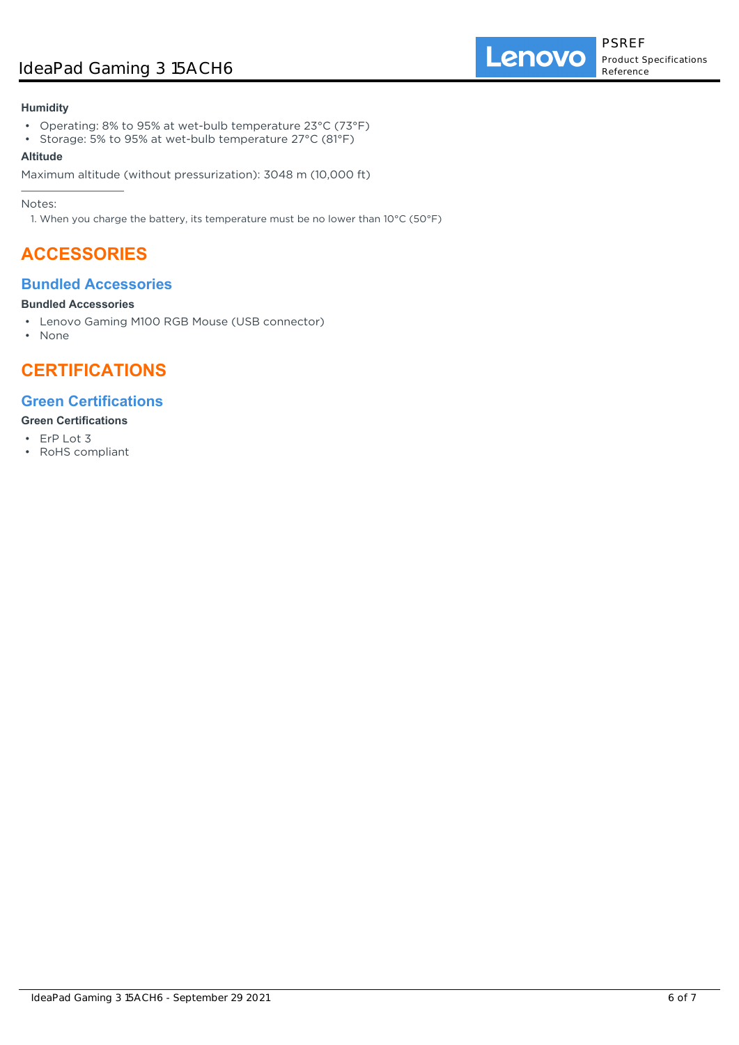**Humidity**

- Operating: 8% to 95% at wet-bulb temperature 23°C (73°F)
- Storage: 5% to 95% at wet-bulb temperature 27°C (81°F)

**Altitude**

Maximum altitude (without pressurization): 3048 m (10,000 ft)

---

Notes:

1. When you charge the battery, its temperature must be no lower than 10°C (50°F)

# ACCESSORIES

## Bundled Accessories

**Bundled Accessories**

- Lenovo Gaming M100 RGB Mouse (USB connector)
- None

# CERTIFICATIONS

## Green Certifications

**Green Certifications**

- ErP Lot 3
- RoHS compliant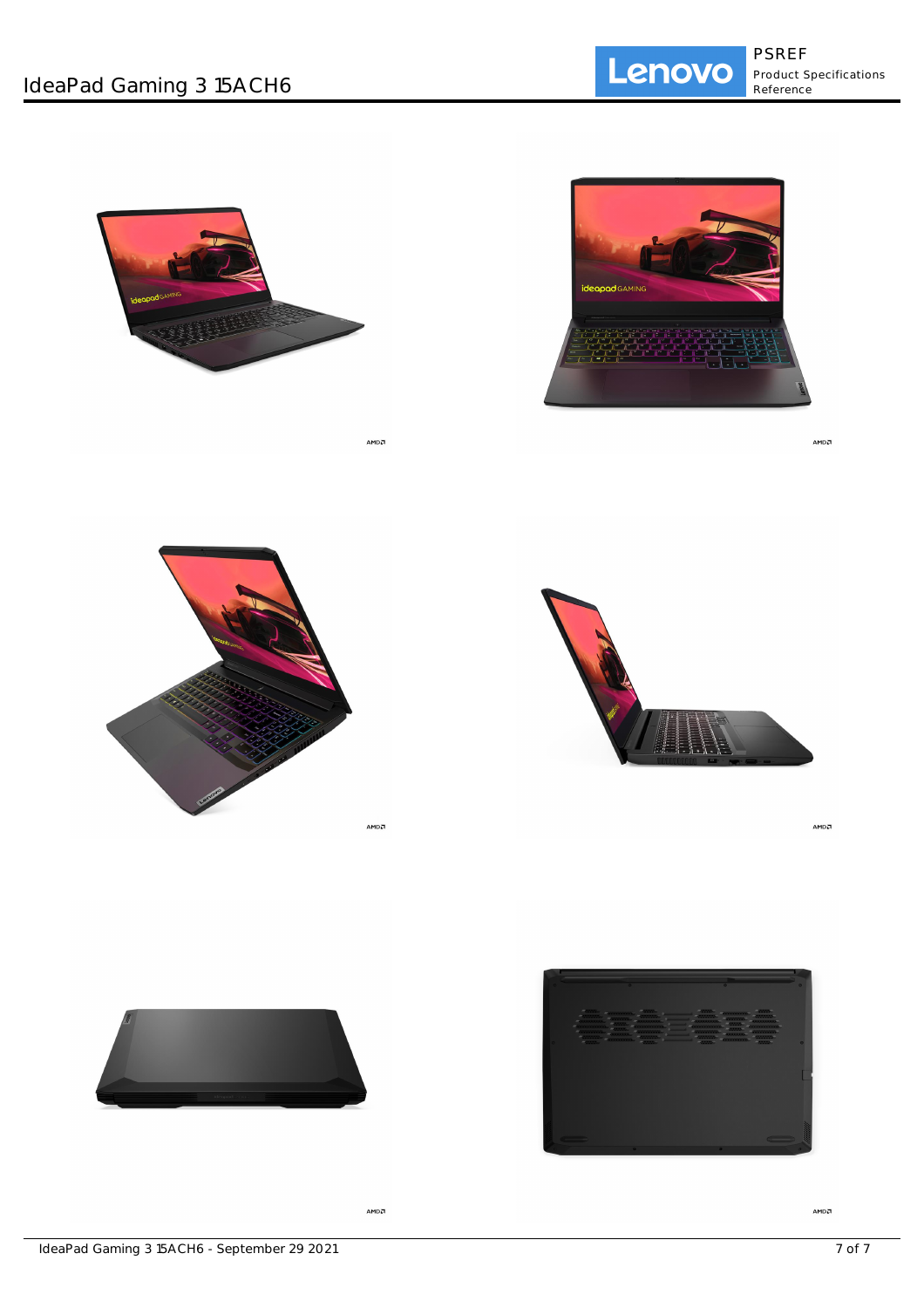AMD

AMD

AMD

AMD

AMD

AMD